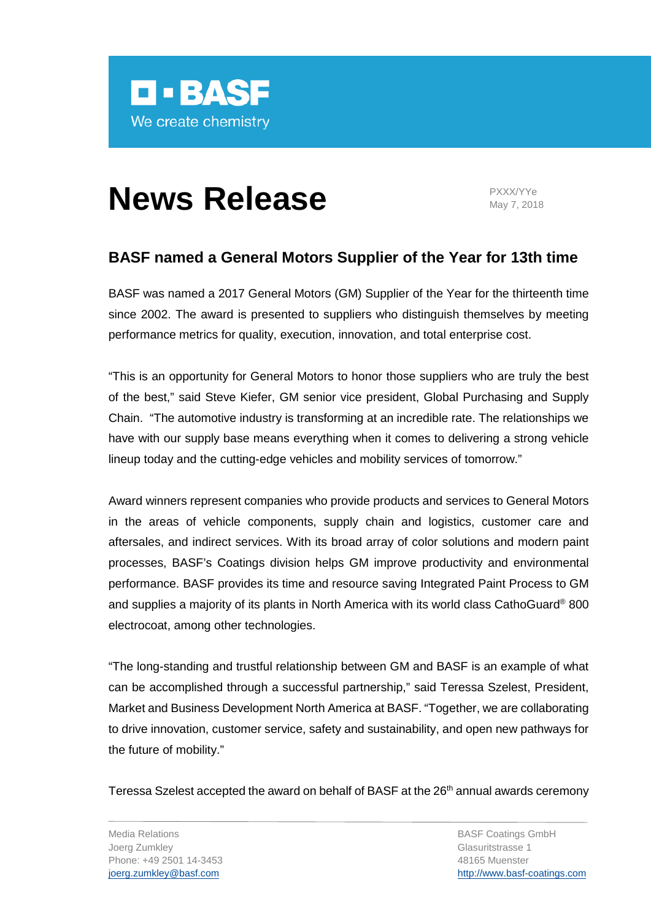**BASF**
We create chemistry

# News Release

PXXX/YYe
May 7, 2018

## BASF named a General Motors Supplier of the Year for 13th time

BASF was named a 2017 General Motors (GM) Supplier of the Year for the thirteenth time since 2002. The award is presented to suppliers who distinguish themselves by meeting performance metrics for quality, execution, innovation, and total enterprise cost.

"This is an opportunity for General Motors to honor those suppliers who are truly the best of the best," said Steve Kiefer, GM senior vice president, Global Purchasing and Supply Chain. "The automotive industry is transforming at an incredible rate. The relationships we have with our supply base means everything when it comes to delivering a strong vehicle lineup today and the cutting-edge vehicles and mobility services of tomorrow."

Award winners represent companies who provide products and services to General Motors in the areas of vehicle components, supply chain and logistics, customer care and aftersales, and indirect services. With its broad array of color solutions and modern paint processes, BASF's Coatings division helps GM improve productivity and environmental performance. BASF provides its time and resource saving Integrated Paint Process to GM and supplies a majority of its plants in North America with its world class CathoGuard® 800 electrocoat, among other technologies.

"The long-standing and trustful relationship between GM and BASF is an example of what can be accomplished through a successful partnership," said Teressa Szelest, President, Market and Business Development North America at BASF. "Together, we are collaborating to drive innovation, customer service, safety and sustainability, and open new pathways for the future of mobility."

Teressa Szelest accepted the award on behalf of BASF at the 26th annual awards ceremony

Media Relations
Joerg Zumkley
Phone: +49 2501 14-3453
joerg.zumkley@basf.com

BASF Coatings GmbH
Glasuritstrasse 1
48165 Muenster
http://www.basf-coatings.com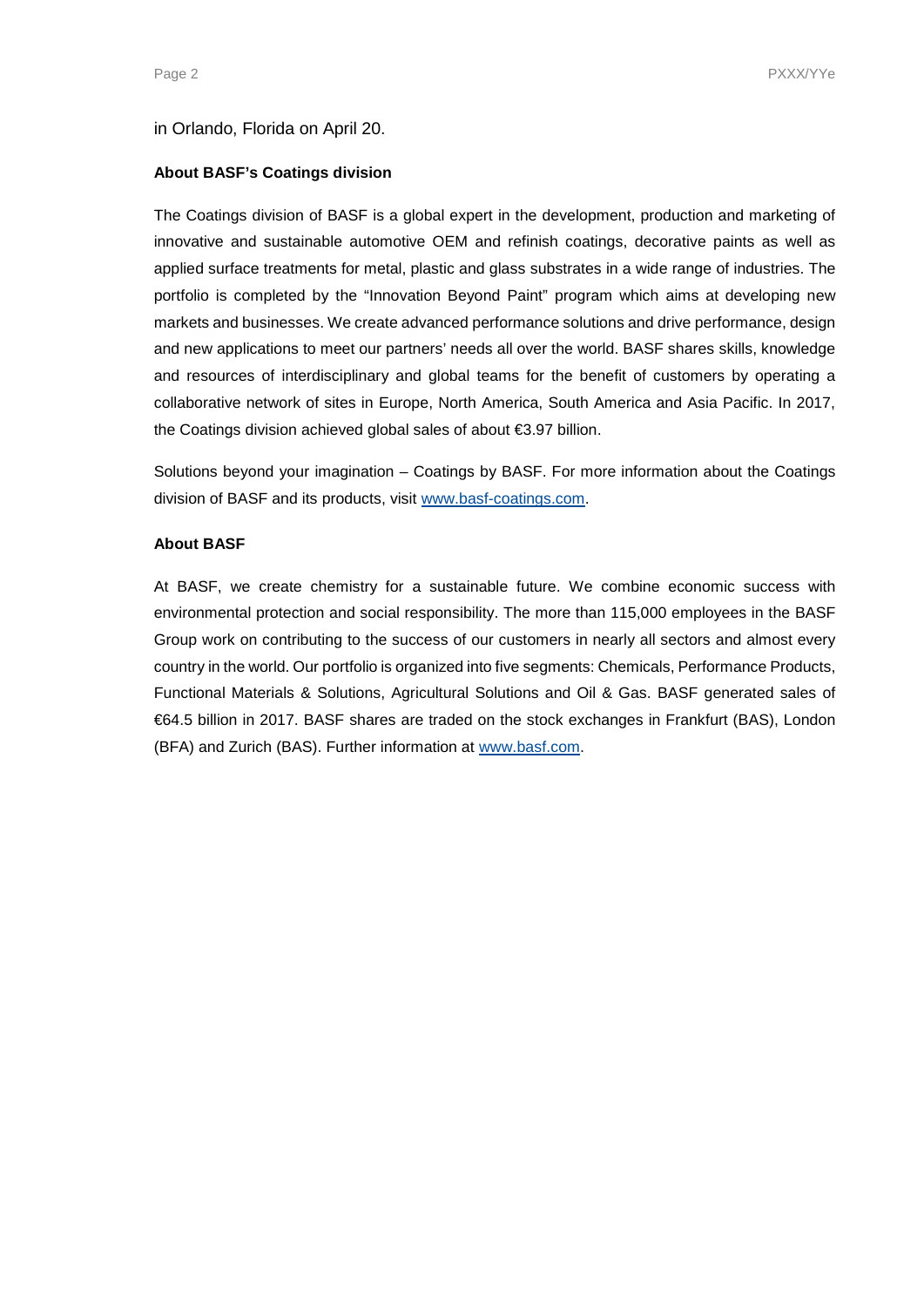in Orlando, Florida on April 20.

**About BASF's Coatings division**

The Coatings division of BASF is a global expert in the development, production and marketing of innovative and sustainable automotive OEM and refinish coatings, decorative paints as well as applied surface treatments for metal, plastic and glass substrates in a wide range of industries. The portfolio is completed by the "Innovation Beyond Paint" program which aims at developing new markets and businesses. We create advanced performance solutions and drive performance, design and new applications to meet our partners' needs all over the world. BASF shares skills, knowledge and resources of interdisciplinary and global teams for the benefit of customers by operating a collaborative network of sites in Europe, North America, South America and Asia Pacific. In 2017, the Coatings division achieved global sales of about €3.97 billion.

Solutions beyond your imagination – Coatings by BASF. For more information about the Coatings division of BASF and its products, visit [www.basf-coatings.com](http://www.basf-coatings.com).

**About BASF**

At BASF, we create chemistry for a sustainable future. We combine economic success with environmental protection and social responsibility. The more than 115,000 employees in the BASF Group work on contributing to the success of our customers in nearly all sectors and almost every country in the world. Our portfolio is organized into five segments: Chemicals, Performance Products, Functional Materials & Solutions, Agricultural Solutions and Oil & Gas. BASF generated sales of €64.5 billion in 2017. BASF shares are traded on the stock exchanges in Frankfurt (BAS), London (BFA) and Zurich (BAS). Further information at [www.basf.com](http://www.basf.com).